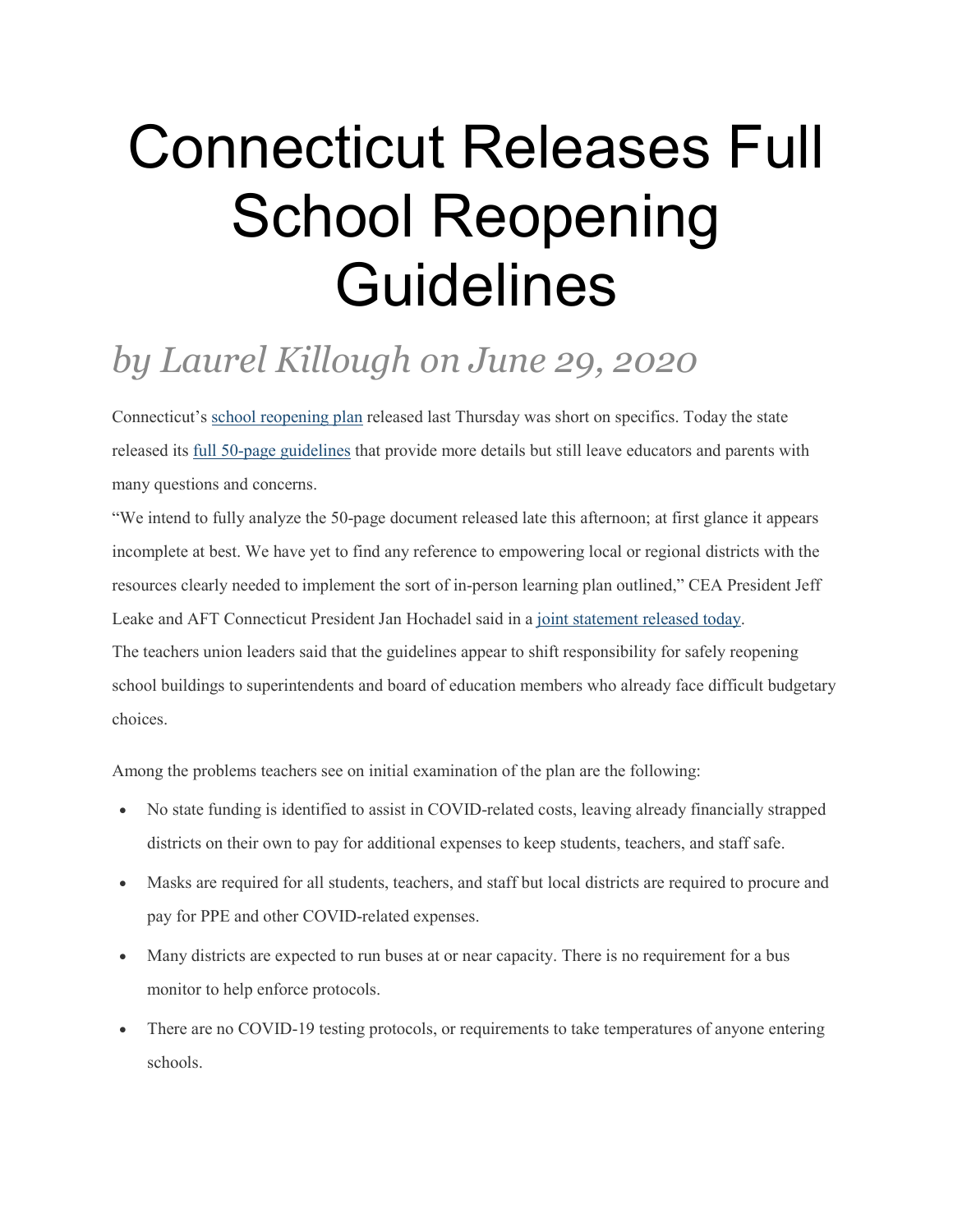# Connecticut Releases Full School Reopening Guidelines

## *by Laurel Killough on June 29, 2020*

Connecticut's school reopening plan released last Thursday was short on specifics. Today the state released its full 50-page guidelines that provide more details but still leave educators and parents with many questions and concerns.

"We intend to fully analyze the 50-page document released late this afternoon; at first glance it appears incomplete at best. We have yet to find any reference to empowering local or regional districts with the resources clearly needed to implement the sort of in-person learning plan outlined," CEA President Jeff Leake and AFT Connecticut President Jan Hochadel said in a joint statement released today.

The teachers union leaders said that the guidelines appear to shift responsibility for safely reopening school buildings to superintendents and board of education members who already face difficult budgetary choices.

Among the problems teachers see on initial examination of the plan are the following:

- No state funding is identified to assist in COVID-related costs, leaving already financially strapped districts on their own to pay for additional expenses to keep students, teachers, and staff safe.
- Masks are required for all students, teachers, and staff but local districts are required to procure and pay for PPE and other COVID-related expenses.
- Many districts are expected to run buses at or near capacity. There is no requirement for a bus monitor to help enforce protocols.
- There are no COVID-19 testing protocols, or requirements to take temperatures of anyone entering schools.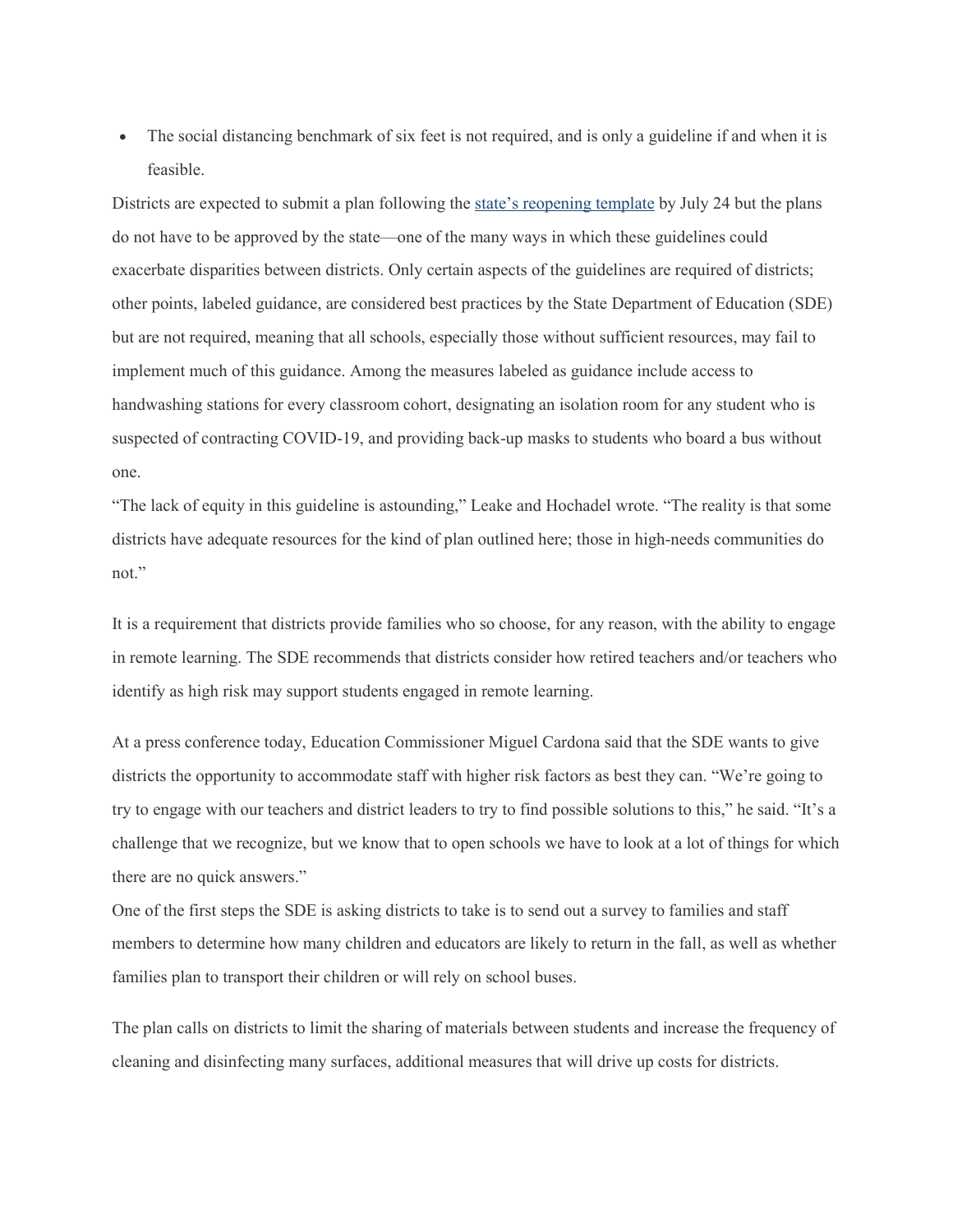- The social distancing benchmark of six feet is not required, and is only a guideline if and when it is feasible.

Districts are expected to submit a plan following the [state's reopening template]() by July 24 but the plans do not have to be approved by the state—one of the many ways in which these guidelines could exacerbate disparities between districts. Only certain aspects of the guidelines are required of districts; other points, labeled guidance, are considered best practices by the State Department of Education (SDE) but are not required, meaning that all schools, especially those without sufficient resources, may fail to implement much of this guidance. Among the measures labeled as guidance include access to handwashing stations for every classroom cohort, designating an isolation room for any student who is suspected of contracting COVID-19, and providing back-up masks to students who board a bus without one.

"The lack of equity in this guideline is astounding," Leake and Hochadel wrote. "The reality is that some districts have adequate resources for the kind of plan outlined here; those in high-needs communities do not."

It is a requirement that districts provide families who so choose, for any reason, with the ability to engage in remote learning. The SDE recommends that districts consider how retired teachers and/or teachers who identify as high risk may support students engaged in remote learning.

At a press conference today, Education Commissioner Miguel Cardona said that the SDE wants to give districts the opportunity to accommodate staff with higher risk factors as best they can. "We're going to try to engage with our teachers and district leaders to try to find possible solutions to this," he said. "It's a challenge that we recognize, but we know that to open schools we have to look at a lot of things for which there are no quick answers."

One of the first steps the SDE is asking districts to take is to send out a survey to families and staff members to determine how many children and educators are likely to return in the fall, as well as whether families plan to transport their children or will rely on school buses.

The plan calls on districts to limit the sharing of materials between students and increase the frequency of cleaning and disinfecting many surfaces, additional measures that will drive up costs for districts.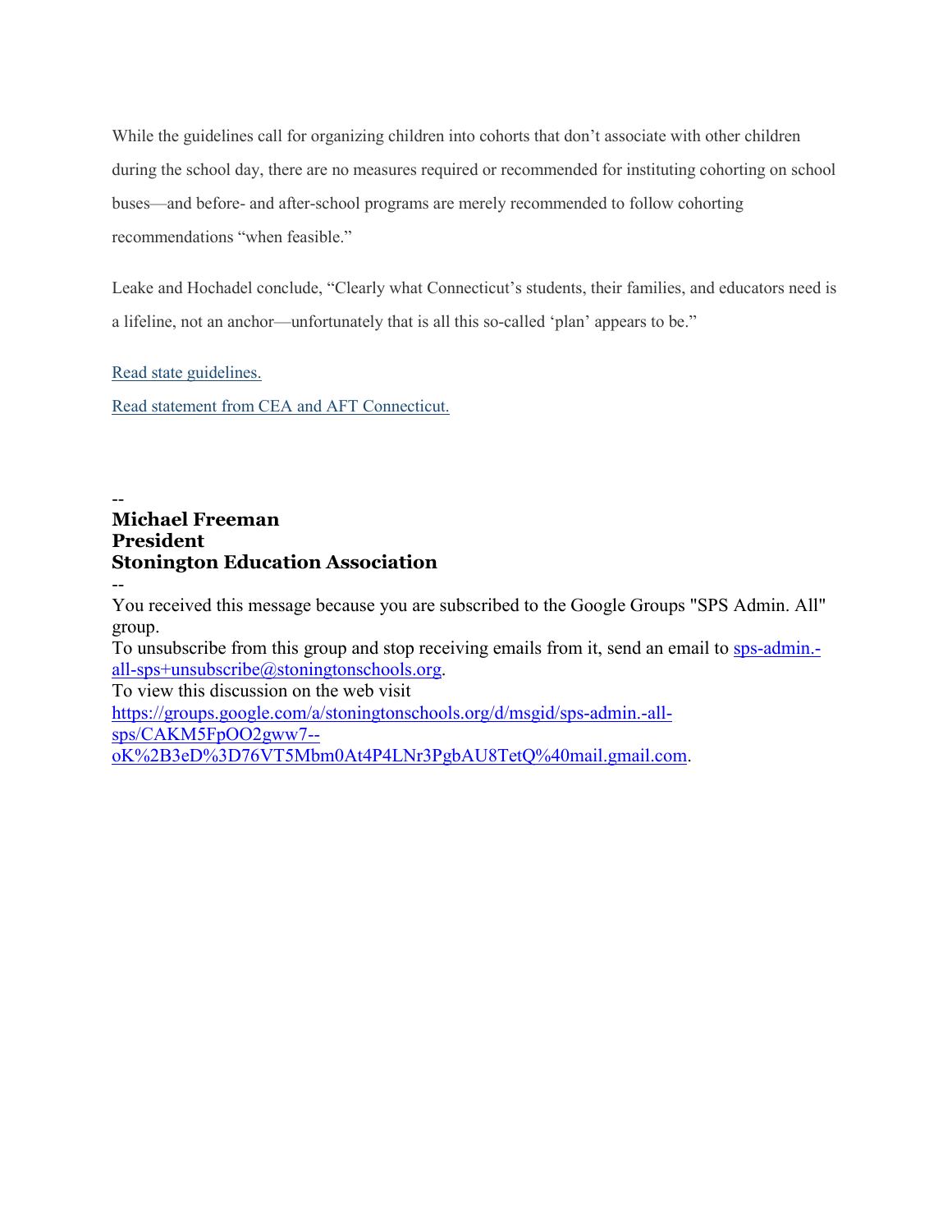While the guidelines call for organizing children into cohorts that don't associate with other children during the school day, there are no measures required or recommended for instituting cohorting on school buses—and before- and after-school programs are merely recommended to follow cohorting recommendations "when feasible."

Leake and Hochadel conclude, "Clearly what Connecticut's students, their families, and educators need is a lifeline, not an anchor—unfortunately that is all this so-called 'plan' appears to be."

[Read state guidelines.]

[Read statement from CEA and AFT Connecticut.]

--
**Michael Freeman**
**President**
**Stonington Education Association**

--
You received this message because you are subscribed to the Google Groups "SPS Admin. All" group.
To unsubscribe from this group and stop receiving emails from it, send an email to sps-admin.-all-sps+unsubscribe@stoningtonschools.org.
To view this discussion on the web visit https://groups.google.com/a/stoningtonschools.org/d/msgid/sps-admin.-all-sps/CAKM5FpOO2gww7--oK%2B3eD%3D76VT5Mbm0At4P4LNr3PgbAU8TetQ%40mail.gmail.com.